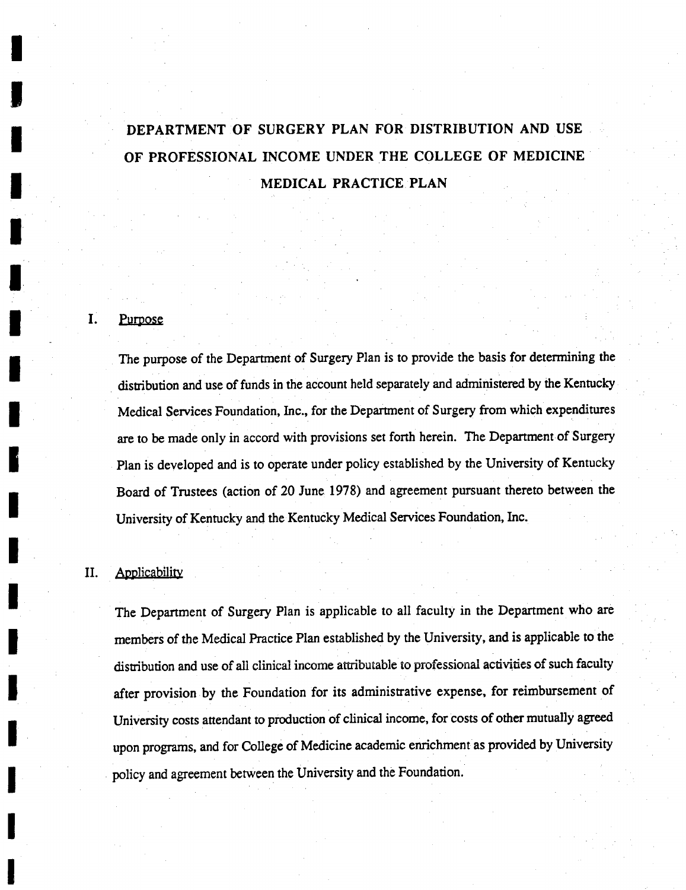# DEPARTMENT OF SURGERY PLAN FOR DISTRIBUTION AND USE OF PROFESSIONAL INCOME UNDER THE COLLEGE OF MEDICINE MEDICAL PRACTICE PLAN

## I. Purpose

The purpose of the Department of Surgery Plan is to provide the basis for determining the distribution and use of funds in the account held separately and administered by the Kentucky Medical Services Foundation, Inc., for the Department of Surgery from which expenditures are to be made only in accord with provisions set forth herein. The Department of Surgery Plan is developed and is to operate under policy established by the University of Kentucky Board of Trustees (action of 20 June 1978) and agreement pursuant thereto between the University of Kentucky and the Kentucky Medical Services Foundation, Inc.

## II. Applicability

The Department of Surgery Plan is applicable to all faculty in the Department who are members of the Medical Practice Plan established by the University, and is applicable to the distribution and use of all clinical income attributable to professional activities of such faculty after provision by the Foundation for its administrative expense, for reimbursement of University costs attendant to production of clinical income, for costs of other mutually agreed upon programs, and for College of Medicine academic enrichment as provided by University policy and agreement between the University and the Foundation.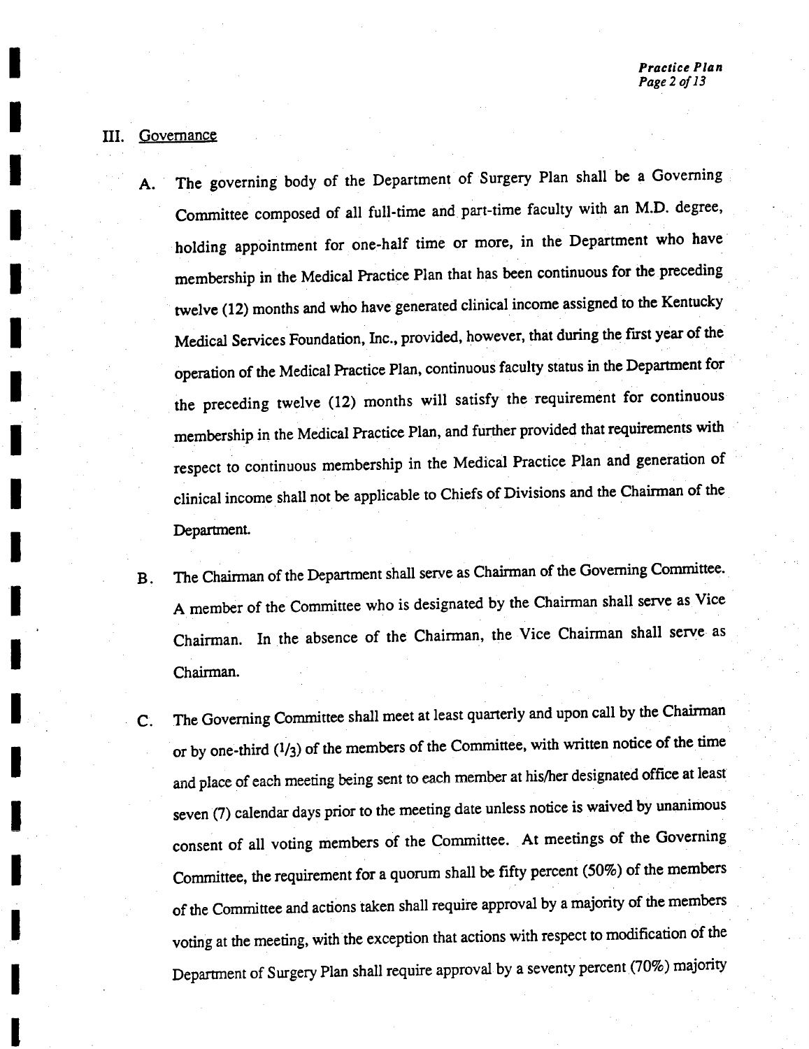## III. Governance

A. The governing body of the Department of Surgery Plan shall be a Governing Committee composed of all full-time and part-time faculty with an M.D. degree, holding appointment for one-half time or more, in the Department who have membership in the Medical Practice Plan that has been continuous for the preceding twelve (12) months and who have generated clinical income assigned to the Kentucky Medical Services Foundation, Inc., provided, however, that during the first year of the operation of the Medical Practice Plan, continuous faculty status in the Department for the preceding twelve (12) months will satisfy the requirement for continuous membership in the Medical Practice Plan, and further provided that requirements with respect to continuous membership in the Medical Practice Plan and generation of clinical income shall not be applicable to Chiefs of Divisions and the Chairman of the Department.

B. The Chairman of the Department shall serve as Chairman of the Governing Committee. A member of the Committee who is designated by the Chairman shall serve as Vice Chairman. In the absence of the Chairman, the Vice Chairman shall serve as Chairman.

C. The Governing Committee shall meet at least quarterly and upon call by the Chairman or by one-third (1/3) of the members of the Committee, with written notice of the time and place of each meeting being sent to each member at his/her designated office at least seven (7) calendar days prior to the meeting date unless notice is waived by unanimous consent of all voting members of the Committee. At meetings of the Governing Committee, the requirement for a quorum shall be fifty percent (50%) of the members of the Committee and actions taken shall require approval by a majority of the members voting at the meeting, with the exception that actions with respect to modification of the Department of Surgery Plan shall require approval by a seventy percent (70%) majority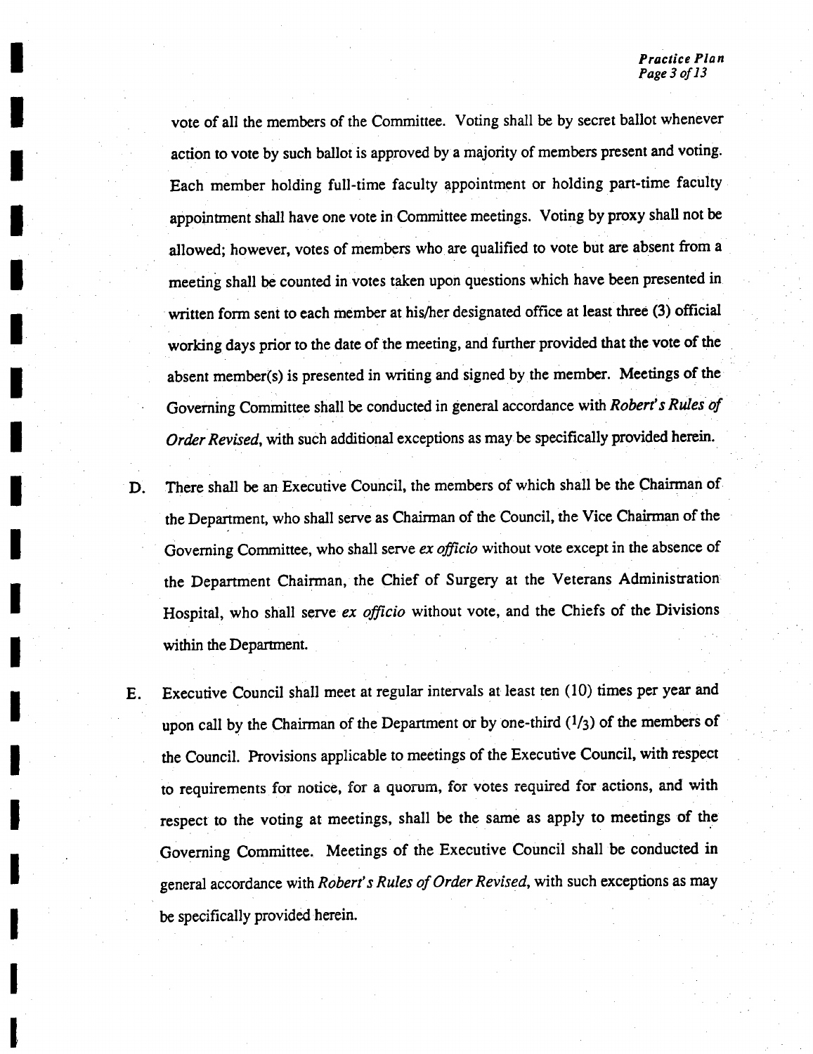vote of all the members of the Committee. Voting shall be by secret ballot whenever action to vote by such ballot is approved by a majority of members present and voting. Each member holding full-time faculty appointment or holding part-time faculty appointment shall have one vote in Committee meetings. Voting by proxy shall not be allowed; however, votes of members who are qualified to vote but are absent from a meeting shall be counted in votes taken upon questions which have been presented in written form sent to each member at his/her designated office at least three (3) official working days prior to the date of the meeting, and further provided that the vote of the absent member(s) is presented in writing and signed by the member. Meetings of the Governing Committee shall be conducted in general accordance with *Robert's Rules of Order Revised*, with such additional exceptions as may be specifically provided herein.

D. There shall be an Executive Council, the members of which shall be the Chairman of the Department, who shall serve as Chairman of the Council, the Vice Chairman of the Governing Committee, who shall serve *ex officio* without vote except in the absence of the Department Chairman, the Chief of Surgery at the Veterans Administration Hospital, who shall serve *ex officio* without vote, and the Chiefs of the Divisions within the Department.

E. Executive Council shall meet at regular intervals at least ten (10) times per year and upon call by the Chairman of the Department or by one-third (1/3) of the members of the Council. Provisions applicable to meetings of the Executive Council, with respect to requirements for notice, for a quorum, for votes required for actions, and with respect to the voting at meetings, shall be the same as apply to meetings of the Governing Committee. Meetings of the Executive Council shall be conducted in general accordance with *Robert's Rules of Order Revised*, with such exceptions as may be specifically provided herein.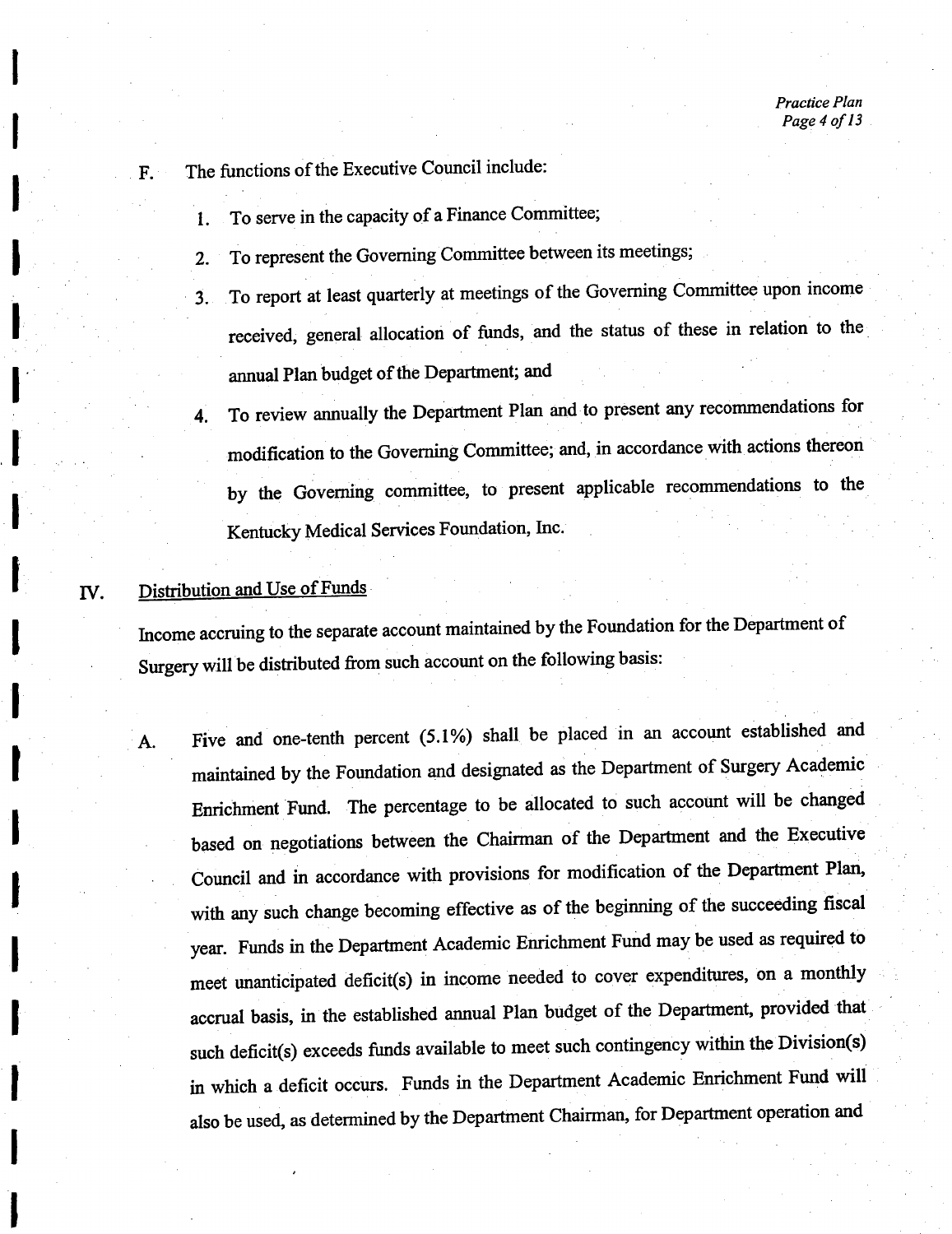F. The functions of the Executive Council include:

1. To serve in the capacity of a Finance Committee;
2. To represent the Governing Committee between its meetings;
3. To report at least quarterly at meetings of the Governing Committee upon income received, general allocation of funds, and the status of these in relation to the annual Plan budget of the Department; and
4. To review annually the Department Plan and to present any recommendations for modification to the Governing Committee; and, in accordance with actions thereon by the Governing committee, to present applicable recommendations to the Kentucky Medical Services Foundation, Inc.

IV. Distribution and Use of Funds

Income accruing to the separate account maintained by the Foundation for the Department of Surgery will be distributed from such account on the following basis:

A. Five and one-tenth percent (5.1%) shall be placed in an account established and maintained by the Foundation and designated as the Department of Surgery Academic Enrichment Fund. The percentage to be allocated to such account will be changed based on negotiations between the Chairman of the Department and the Executive Council and in accordance with provisions for modification of the Department Plan, with any such change becoming effective as of the beginning of the succeeding fiscal year. Funds in the Department Academic Enrichment Fund may be used as required to meet unanticipated deficit(s) in income needed to cover expenditures, on a monthly accrual basis, in the established annual Plan budget of the Department, provided that such deficit(s) exceeds funds available to meet such contingency within the Division(s) in which a deficit occurs. Funds in the Department Academic Enrichment Fund will also be used, as determined by the Department Chairman, for Department operation and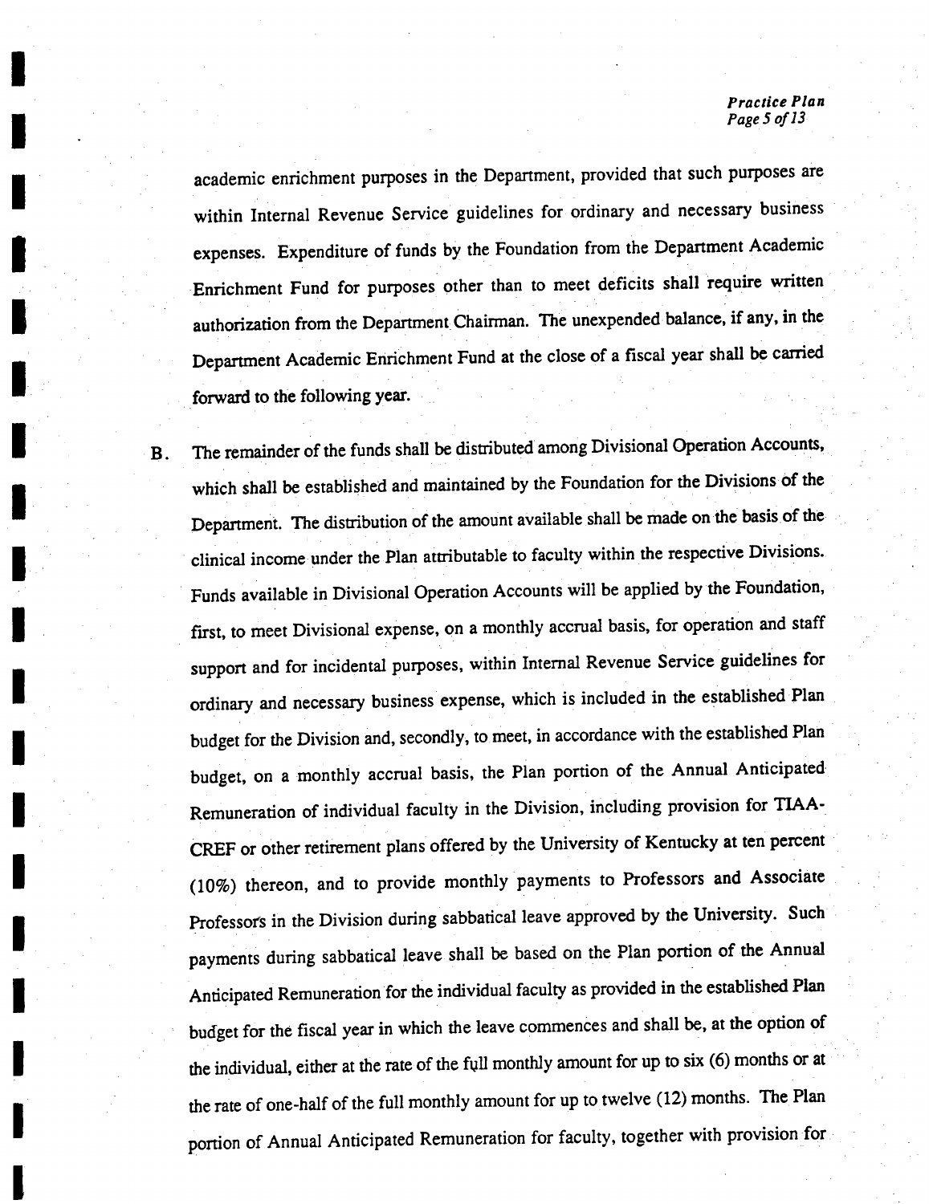academic enrichment purposes in the Department, provided that such purposes are within Internal Revenue Service guidelines for ordinary and necessary business expenses. Expenditure of funds by the Foundation from the Department Academic Enrichment Fund for purposes other than to meet deficits shall require written authorization from the Department Chairman. The unexpended balance, if any, in the Department Academic Enrichment Fund at the close of a fiscal year shall be carried forward to the following year.

B. The remainder of the funds shall be distributed among Divisional Operation Accounts, which shall be established and maintained by the Foundation for the Divisions of the Department. The distribution of the amount available shall be made on the basis of the clinical income under the Plan attributable to faculty within the respective Divisions. Funds available in Divisional Operation Accounts will be applied by the Foundation, first, to meet Divisional expense, on a monthly accrual basis, for operation and staff support and for incidental purposes, within Internal Revenue Service guidelines for ordinary and necessary business expense, which is included in the established Plan budget for the Division and, secondly, to meet, in accordance with the established Plan budget, on a monthly accrual basis, the Plan portion of the Annual Anticipated Remuneration of individual faculty in the Division, including provision for TIAA-CREF or other retirement plans offered by the University of Kentucky at ten percent (10%) thereon, and to provide monthly payments to Professors and Associate Professors in the Division during sabbatical leave approved by the University. Such payments during sabbatical leave shall be based on the Plan portion of the Annual Anticipated Remuneration for the individual faculty as provided in the established Plan budget for the fiscal year in which the leave commences and shall be, at the option of the individual, either at the rate of the full monthly amount for up to six (6) months or at the rate of one-half of the full monthly amount for up to twelve (12) months. The Plan portion of Annual Anticipated Remuneration for faculty, together with provision for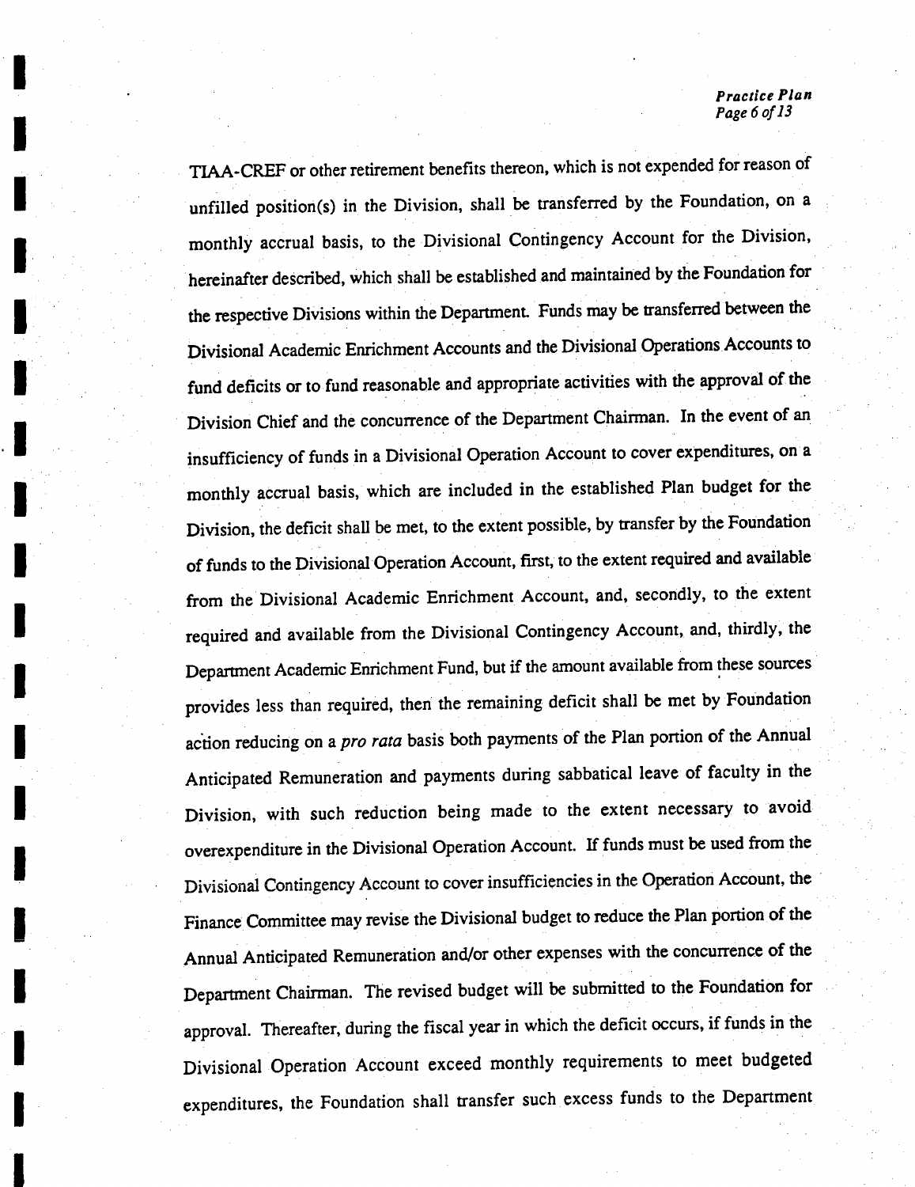TIAA-CREF or other retirement benefits thereon, which is not expended for reason of unfilled position(s) in the Division, shall be transferred by the Foundation, on a monthly accrual basis, to the Divisional Contingency Account for the Division, hereinafter described, which shall be established and maintained by the Foundation for the respective Divisions within the Department. Funds may be transferred between the Divisional Academic Enrichment Accounts and the Divisional Operations Accounts to fund deficits or to fund reasonable and appropriate activities with the approval of the Division Chief and the concurrence of the Department Chairman. In the event of an insufficiency of funds in a Divisional Operation Account to cover expenditures, on a monthly accrual basis, which are included in the established Plan budget for the Division, the deficit shall be met, to the extent possible, by transfer by the Foundation of funds to the Divisional Operation Account, first, to the extent required and available from the Divisional Academic Enrichment Account, and, secondly, to the extent required and available from the Divisional Contingency Account, and, thirdly, the Department Academic Enrichment Fund, but if the amount available from these sources provides less than required, then the remaining deficit shall be met by Foundation action reducing on a *pro rata* basis both payments of the Plan portion of the Annual Anticipated Remuneration and payments during sabbatical leave of faculty in the Division, with such reduction being made to the extent necessary to avoid overexpenditure in the Divisional Operation Account. If funds must be used from the Divisional Contingency Account to cover insufficiencies in the Operation Account, the Finance Committee may revise the Divisional budget to reduce the Plan portion of the Annual Anticipated Remuneration and/or other expenses with the concurrence of the Department Chairman. The revised budget will be submitted to the Foundation for approval. Thereafter, during the fiscal year in which the deficit occurs, if funds in the Divisional Operation Account exceed monthly requirements to meet budgeted expenditures, the Foundation shall transfer such excess funds to the Department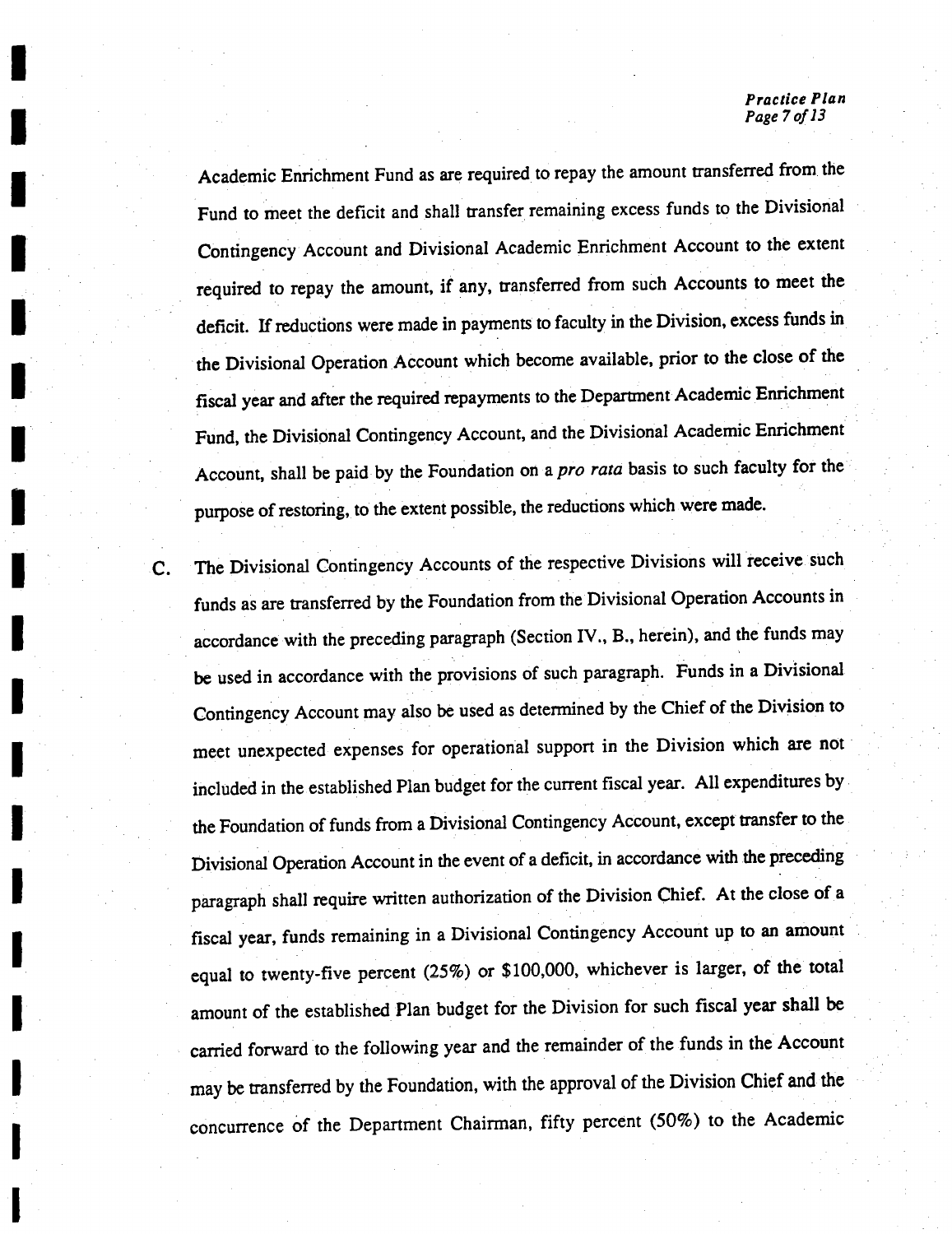Academic Enrichment Fund as are required to repay the amount transferred from the Fund to meet the deficit and shall transfer remaining excess funds to the Divisional Contingency Account and Divisional Academic Enrichment Account to the extent required to repay the amount, if any, transferred from such Accounts to meet the deficit. If reductions were made in payments to faculty in the Division, excess funds in the Divisional Operation Account which become available, prior to the close of the fiscal year and after the required repayments to the Department Academic Enrichment Fund, the Divisional Contingency Account, and the Divisional Academic Enrichment Account, shall be paid by the Foundation on a *pro rata* basis to such faculty for the purpose of restoring, to the extent possible, the reductions which were made.

C. The Divisional Contingency Accounts of the respective Divisions will receive such funds as are transferred by the Foundation from the Divisional Operation Accounts in accordance with the preceding paragraph (Section IV., B., herein), and the funds may be used in accordance with the provisions of such paragraph. Funds in a Divisional Contingency Account may also be used as determined by the Chief of the Division to meet unexpected expenses for operational support in the Division which are not included in the established Plan budget for the current fiscal year. All expenditures by the Foundation of funds from a Divisional Contingency Account, except transfer to the Divisional Operation Account in the event of a deficit, in accordance with the preceding paragraph shall require written authorization of the Division Chief. At the close of a fiscal year, funds remaining in a Divisional Contingency Account up to an amount equal to twenty-five percent (25%) or $100,000, whichever is larger, of the total amount of the established Plan budget for the Division for such fiscal year shall be carried forward to the following year and the remainder of the funds in the Account may be transferred by the Foundation, with the approval of the Division Chief and the concurrence of the Department Chairman, fifty percent (50%) to the Academic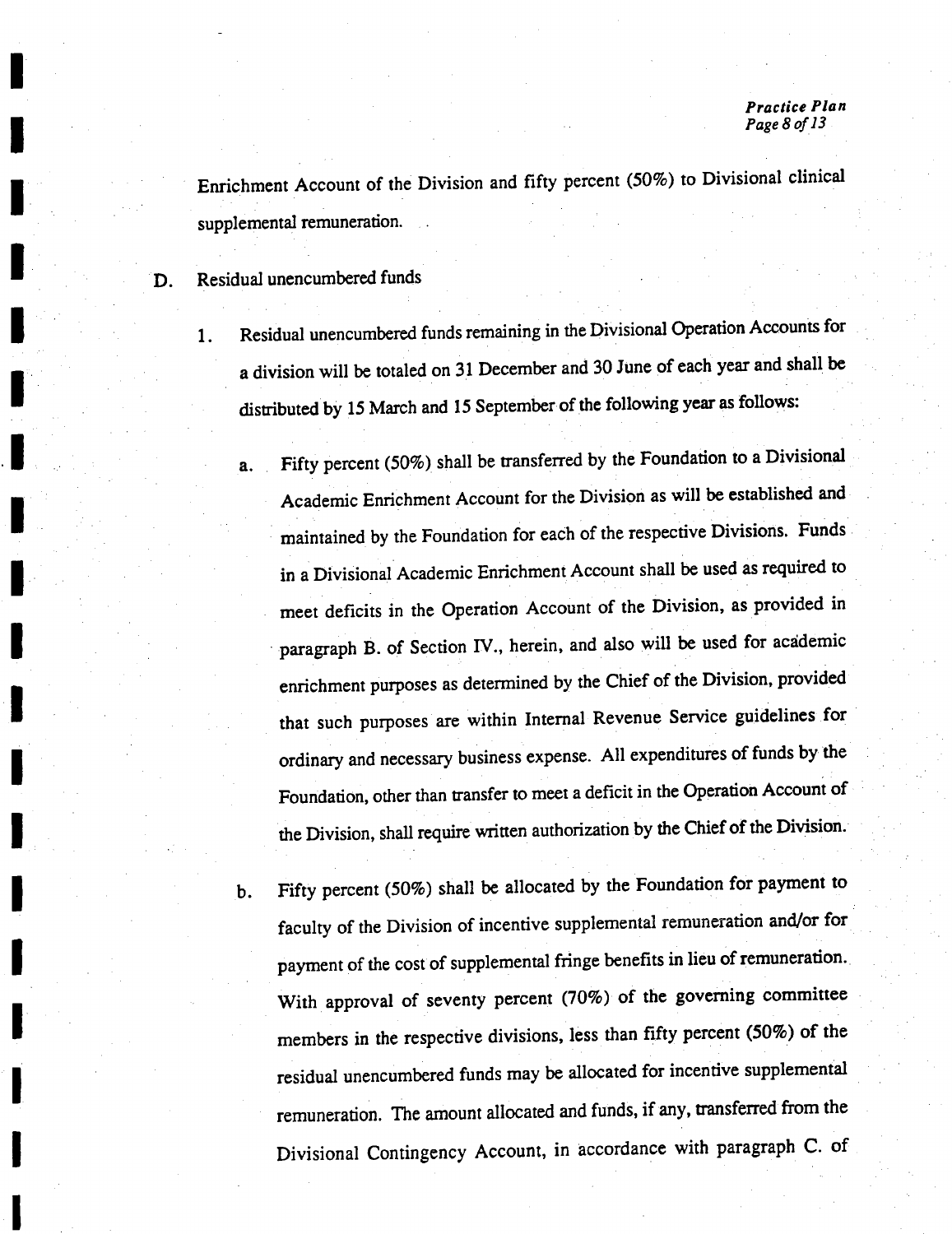Enrichment Account of the Division and fifty percent (50%) to Divisional clinical supplemental remuneration.

D. Residual unencumbered funds

1. Residual unencumbered funds remaining in the Divisional Operation Accounts for a division will be totaled on 31 December and 30 June of each year and shall be distributed by 15 March and 15 September of the following year as follows:

   a. Fifty percent (50%) shall be transferred by the Foundation to a Divisional Academic Enrichment Account for the Division as will be established and maintained by the Foundation for each of the respective Divisions. Funds in a Divisional Academic Enrichment Account shall be used as required to meet deficits in the Operation Account of the Division, as provided in paragraph B. of Section IV., herein, and also will be used for academic enrichment purposes as determined by the Chief of the Division, provided that such purposes are within Internal Revenue Service guidelines for ordinary and necessary business expense. All expenditures of funds by the Foundation, other than transfer to meet a deficit in the Operation Account of the Division, shall require written authorization by the Chief of the Division.

   b. Fifty percent (50%) shall be allocated by the Foundation for payment to faculty of the Division of incentive supplemental remuneration and/or for payment of the cost of supplemental fringe benefits in lieu of remuneration. With approval of seventy percent (70%) of the governing committee members in the respective divisions, less than fifty percent (50%) of the residual unencumbered funds may be allocated for incentive supplemental remuneration. The amount allocated and funds, if any, transferred from the Divisional Contingency Account, in accordance with paragraph C. of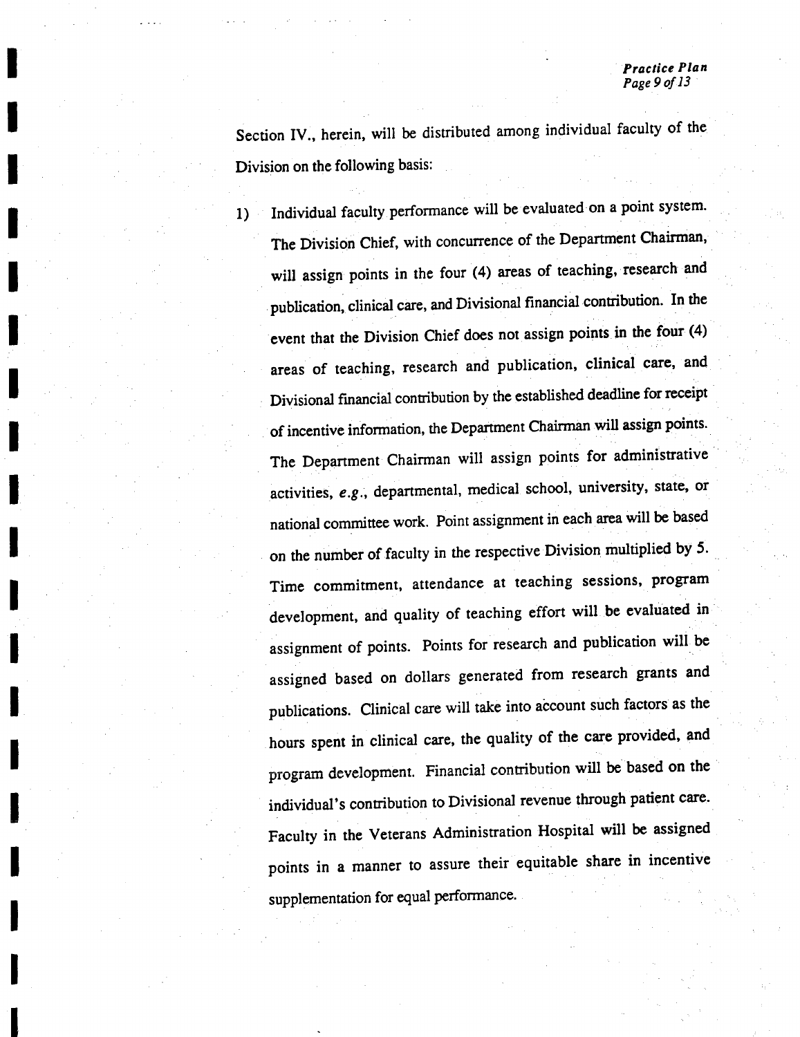Section IV., herein, will be distributed among individual faculty of the Division on the following basis:

1) Individual faculty performance will be evaluated on a point system. The Division Chief, with concurrence of the Department Chairman, will assign points in the four (4) areas of teaching, research and publication, clinical care, and Divisional financial contribution. In the event that the Division Chief does not assign points in the four (4) areas of teaching, research and publication, clinical care, and Divisional financial contribution by the established deadline for receipt of incentive information, the Department Chairman will assign points. The Department Chairman will assign points for administrative activities, *e.g.*, departmental, medical school, university, state, or national committee work. Point assignment in each area will be based on the number of faculty in the respective Division multiplied by 5. Time commitment, attendance at teaching sessions, program development, and quality of teaching effort will be evaluated in assignment of points. Points for research and publication will be assigned based on dollars generated from research grants and publications. Clinical care will take into account such factors as the hours spent in clinical care, the quality of the care provided, and program development. Financial contribution will be based on the individual's contribution to Divisional revenue through patient care. Faculty in the Veterans Administration Hospital will be assigned points in a manner to assure their equitable share in incentive supplementation for equal performance.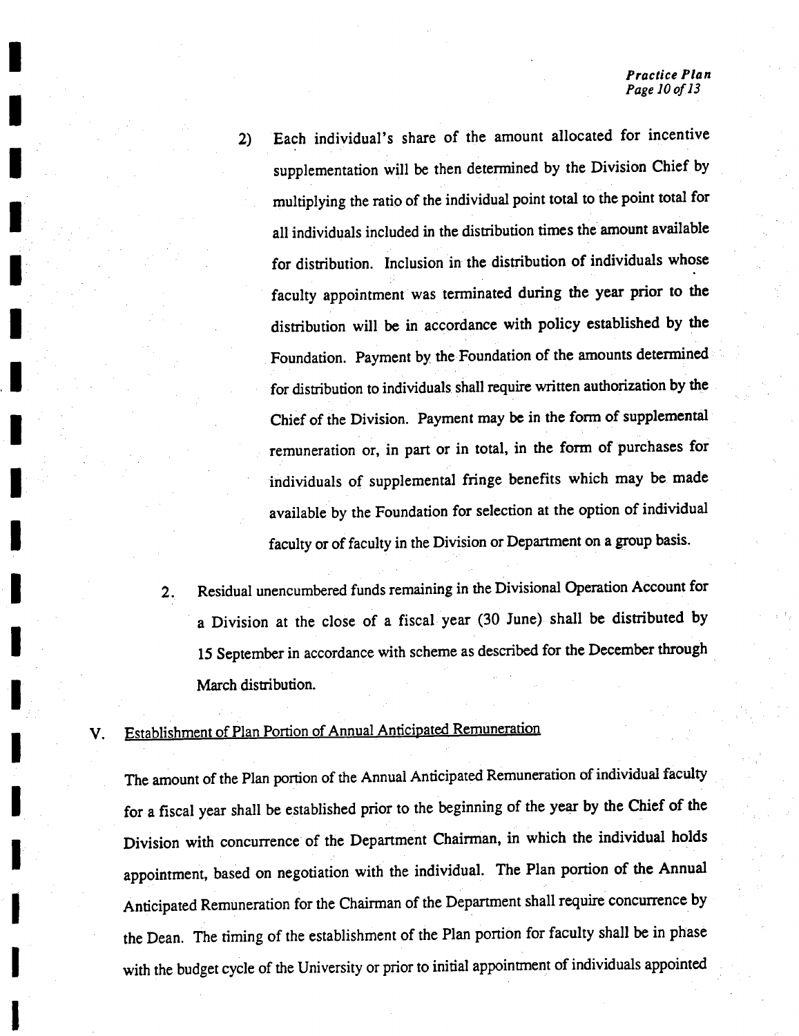2) Each individual's share of the amount allocated for incentive supplementation will be then determined by the Division Chief by multiplying the ratio of the individual point total to the point total for all individuals included in the distribution times the amount available for distribution. Inclusion in the distribution of individuals whose faculty appointment was terminated during the year prior to the distribution will be in accordance with policy established by the Foundation. Payment by the Foundation of the amounts determined for distribution to individuals shall require written authorization by the Chief of the Division. Payment may be in the form of supplemental remuneration or, in part or in total, in the form of purchases for individuals of supplemental fringe benefits which may be made available by the Foundation for selection at the option of individual faculty or of faculty in the Division or Department on a group basis.

2. Residual unencumbered funds remaining in the Divisional Operation Account for a Division at the close of a fiscal year (30 June) shall be distributed by 15 September in accordance with scheme as described for the December through March distribution.

## V. Establishment of Plan Portion of Annual Anticipated Remuneration

The amount of the Plan portion of the Annual Anticipated Remuneration of individual faculty for a fiscal year shall be established prior to the beginning of the year by the Chief of the Division with concurrence of the Department Chairman, in which the individual holds appointment, based on negotiation with the individual. The Plan portion of the Annual Anticipated Remuneration for the Chairman of the Department shall require concurrence by the Dean. The timing of the establishment of the Plan portion for faculty shall be in phase with the budget cycle of the University or prior to initial appointment of individuals appointed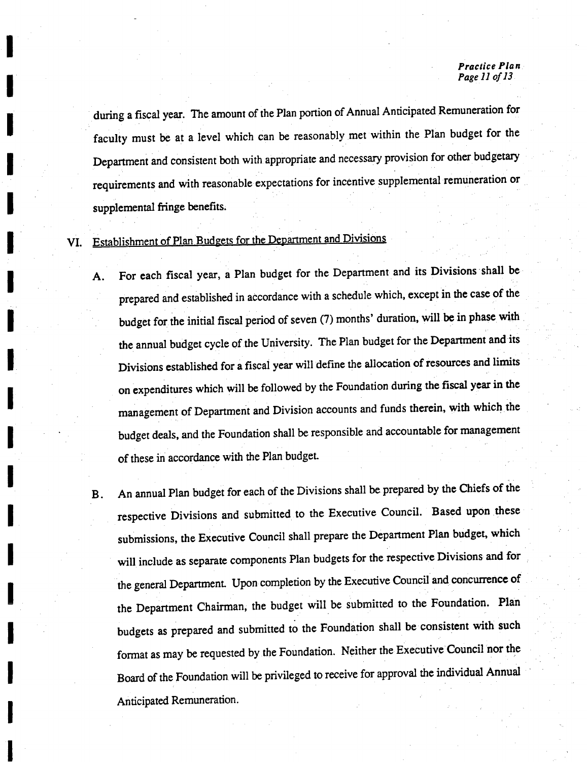during a fiscal year. The amount of the Plan portion of Annual Anticipated Remuneration for faculty must be at a level which can be reasonably met within the Plan budget for the Department and consistent both with appropriate and necessary provision for other budgetary requirements and with reasonable expectations for incentive supplemental remuneration or supplemental fringe benefits.

## VI. Establishment of Plan Budgets for the Department and Divisions

A. For each fiscal year, a Plan budget for the Department and its Divisions shall be prepared and established in accordance with a schedule which, except in the case of the budget for the initial fiscal period of seven (7) months' duration, will be in phase with the annual budget cycle of the University. The Plan budget for the Department and its Divisions established for a fiscal year will define the allocation of resources and limits on expenditures which will be followed by the Foundation during the fiscal year in the management of Department and Division accounts and funds therein, with which the budget deals, and the Foundation shall be responsible and accountable for management of these in accordance with the Plan budget.

B. An annual Plan budget for each of the Divisions shall be prepared by the Chiefs of the respective Divisions and submitted to the Executive Council. Based upon these submissions, the Executive Council shall prepare the Department Plan budget, which will include as separate components Plan budgets for the respective Divisions and for the general Department. Upon completion by the Executive Council and concurrence of the Department Chairman, the budget will be submitted to the Foundation. Plan budgets as prepared and submitted to the Foundation shall be consistent with such format as may be requested by the Foundation. Neither the Executive Council nor the Board of the Foundation will be privileged to receive for approval the individual Annual Anticipated Remuneration.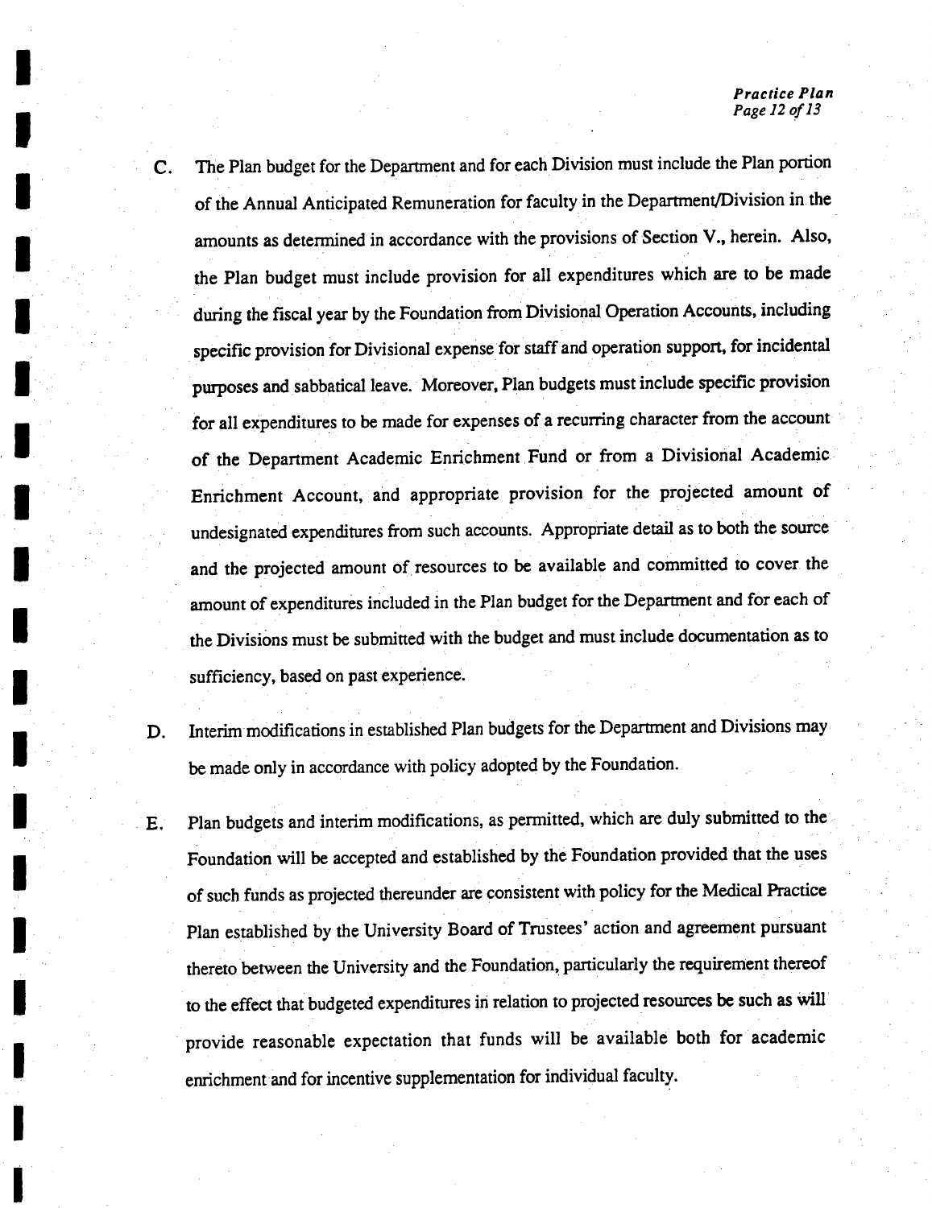C. The Plan budget for the Department and for each Division must include the Plan portion of the Annual Anticipated Remuneration for faculty in the Department/Division in the amounts as determined in accordance with the provisions of Section V., herein. Also, the Plan budget must include provision for all expenditures which are to be made during the fiscal year by the Foundation from Divisional Operation Accounts, including specific provision for Divisional expense for staff and operation support, for incidental purposes and sabbatical leave. Moreover, Plan budgets must include specific provision for all expenditures to be made for expenses of a recurring character from the account of the Department Academic Enrichment Fund or from a Divisional Academic Enrichment Account, and appropriate provision for the projected amount of undesignated expenditures from such accounts. Appropriate detail as to both the source and the projected amount of resources to be available and committed to cover the amount of expenditures included in the Plan budget for the Department and for each of the Divisions must be submitted with the budget and must include documentation as to sufficiency, based on past experience.

D. Interim modifications in established Plan budgets for the Department and Divisions may be made only in accordance with policy adopted by the Foundation.

E. Plan budgets and interim modifications, as permitted, which are duly submitted to the Foundation will be accepted and established by the Foundation provided that the uses of such funds as projected thereunder are consistent with policy for the Medical Practice Plan established by the University Board of Trustees' action and agreement pursuant thereto between the University and the Foundation, particularly the requirement thereof to the effect that budgeted expenditures in relation to projected resources be such as will provide reasonable expectation that funds will be available both for academic enrichment and for incentive supplementation for individual faculty.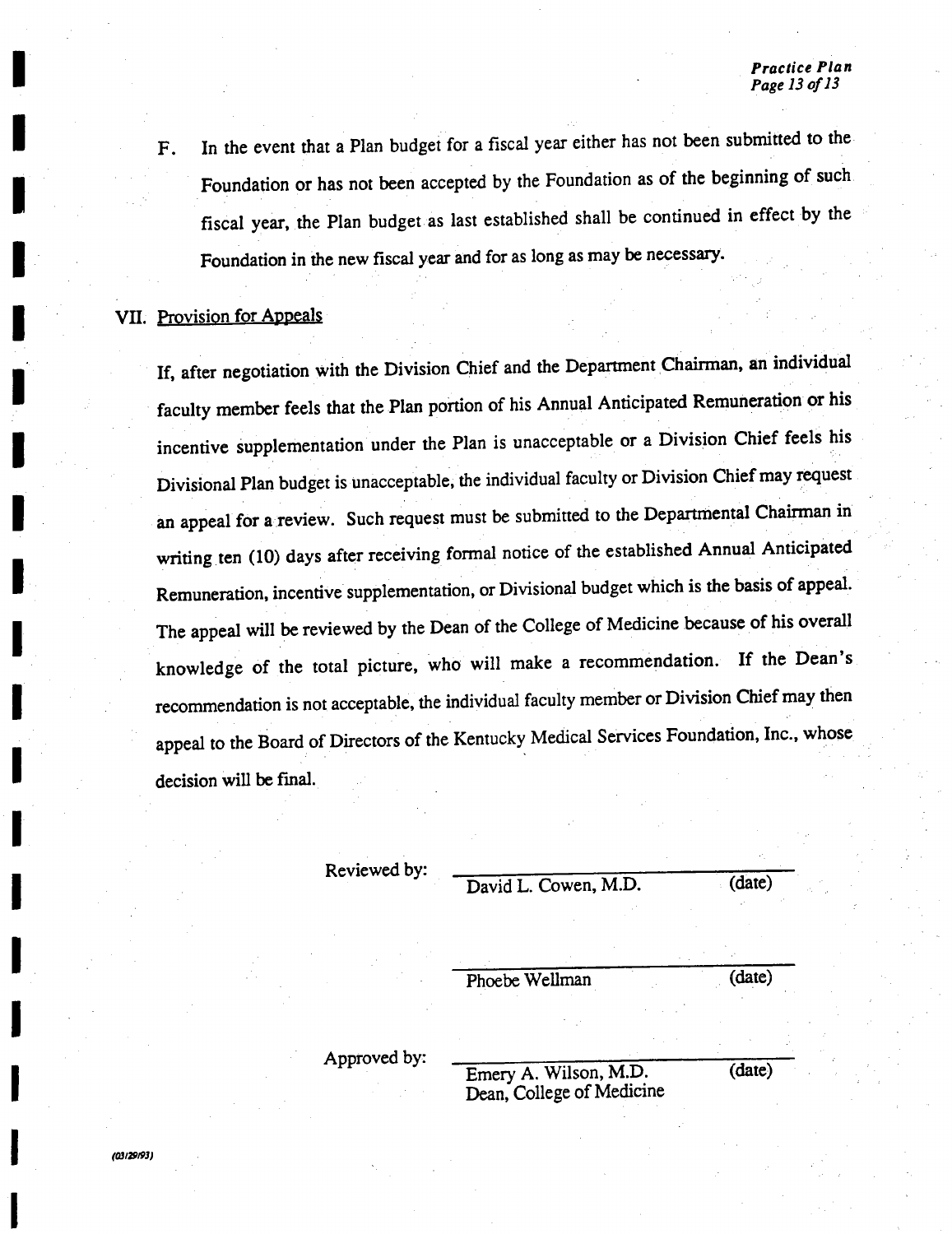F. In the event that a Plan budget for a fiscal year either has not been submitted to the Foundation or has not been accepted by the Foundation as of the beginning of such fiscal year, the Plan budget as last established shall be continued in effect by the Foundation in the new fiscal year and for as long as may be necessary.

## VII. Provision for Appeals

If, after negotiation with the Division Chief and the Department Chairman, an individual faculty member feels that the Plan portion of his Annual Anticipated Remuneration or his incentive supplementation under the Plan is unacceptable or a Division Chief feels his Divisional Plan budget is unacceptable, the individual faculty or Division Chief may request an appeal for a review. Such request must be submitted to the Departmental Chairman in writing ten (10) days after receiving formal notice of the established Annual Anticipated Remuneration, incentive supplementation, or Divisional budget which is the basis of appeal. The appeal will be reviewed by the Dean of the College of Medicine because of his overall knowledge of the total picture, who will make a recommendation. If the Dean's recommendation is not acceptable, the individual faculty member or Division Chief may then appeal to the Board of Directors of the Kentucky Medical Services Foundation, Inc., whose decision will be final.

Reviewed by: ______________________________
David L. Cowen, M.D. (date)

______________________________
Phoebe Wellman (date)

Approved by: ______________________________
Emery A. Wilson, M.D. (date)
Dean, College of Medicine

(03/29/93)